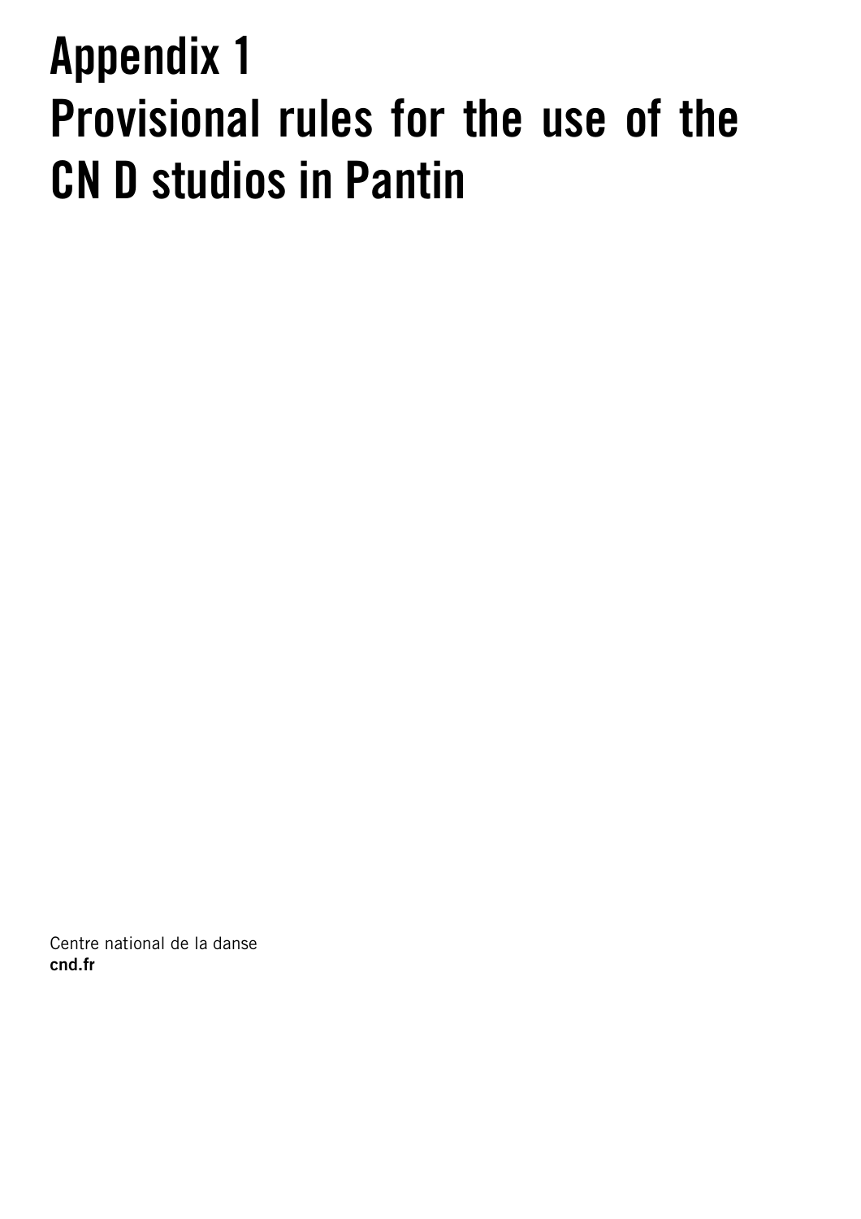# Appendix 1
# Provisional rules for the use of the CN D studios in Pantin

Centre national de la danse
**cnd.fr**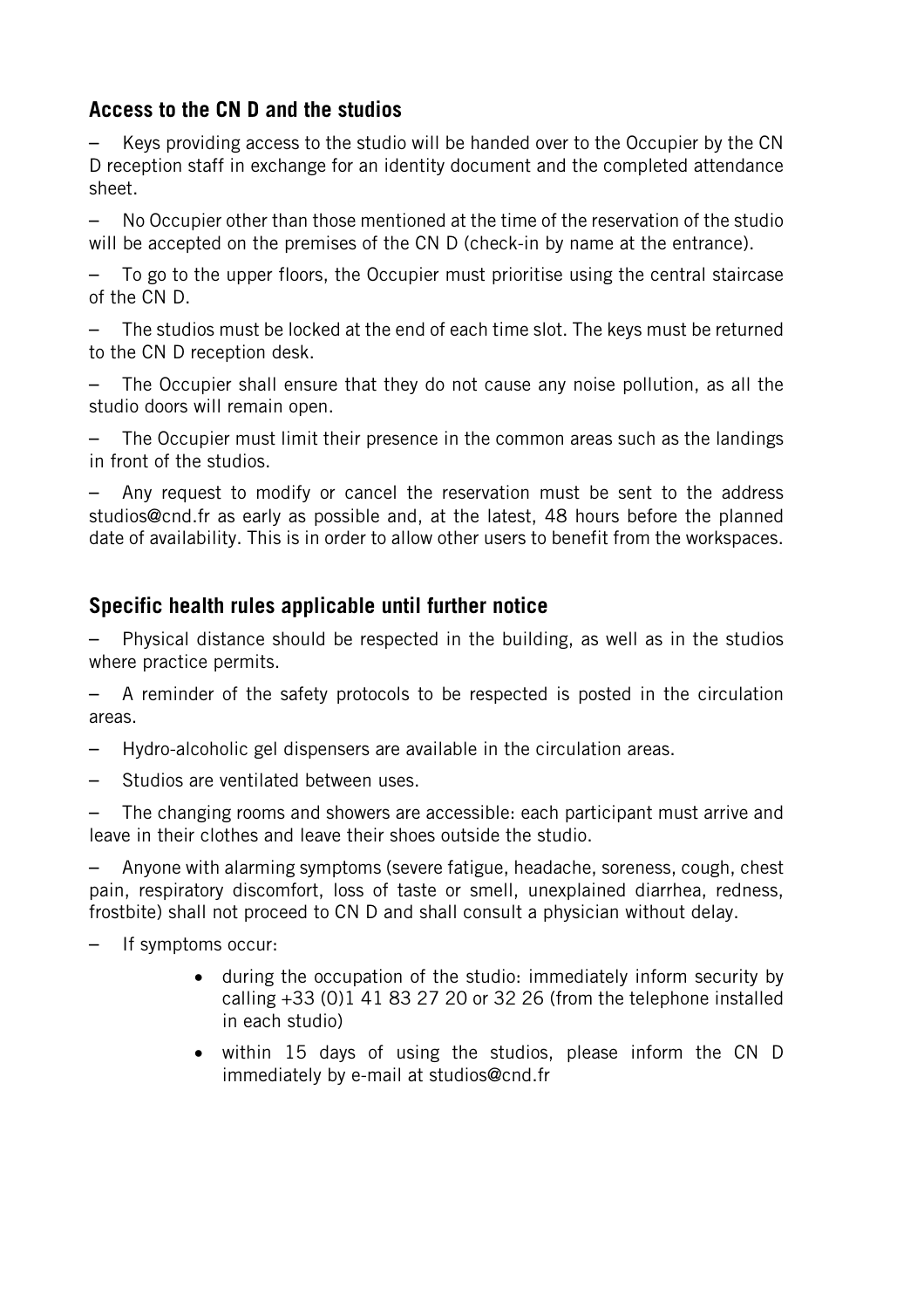## Access to the CN D and the studios

– Keys providing access to the studio will be handed over to the Occupier by the CN D reception staff in exchange for an identity document and the completed attendance sheet.

– No Occupier other than those mentioned at the time of the reservation of the studio will be accepted on the premises of the CN D (check-in by name at the entrance).

– To go to the upper floors, the Occupier must prioritise using the central staircase of the CN D.

– The studios must be locked at the end of each time slot. The keys must be returned to the CN D reception desk.

– The Occupier shall ensure that they do not cause any noise pollution, as all the studio doors will remain open.

– The Occupier must limit their presence in the common areas such as the landings in front of the studios.

– Any request to modify or cancel the reservation must be sent to the address studios@cnd.fr as early as possible and, at the latest, 48 hours before the planned date of availability. This is in order to allow other users to benefit from the workspaces.

## Specific health rules applicable until further notice

– Physical distance should be respected in the building, as well as in the studios where practice permits.

– A reminder of the safety protocols to be respected is posted in the circulation areas.

– Hydro-alcoholic gel dispensers are available in the circulation areas.

– Studios are ventilated between uses.

– The changing rooms and showers are accessible: each participant must arrive and leave in their clothes and leave their shoes outside the studio.

– Anyone with alarming symptoms (severe fatigue, headache, soreness, cough, chest pain, respiratory discomfort, loss of taste or smell, unexplained diarrhea, redness, frostbite) shall not proceed to CN D and shall consult a physician without delay.

– If symptoms occur:

- during the occupation of the studio: immediately inform security by calling +33 (0)1 41 83 27 20 or 32 26 (from the telephone installed in each studio)
- within 15 days of using the studios, please inform the CN D immediately by e-mail at studios@cnd.fr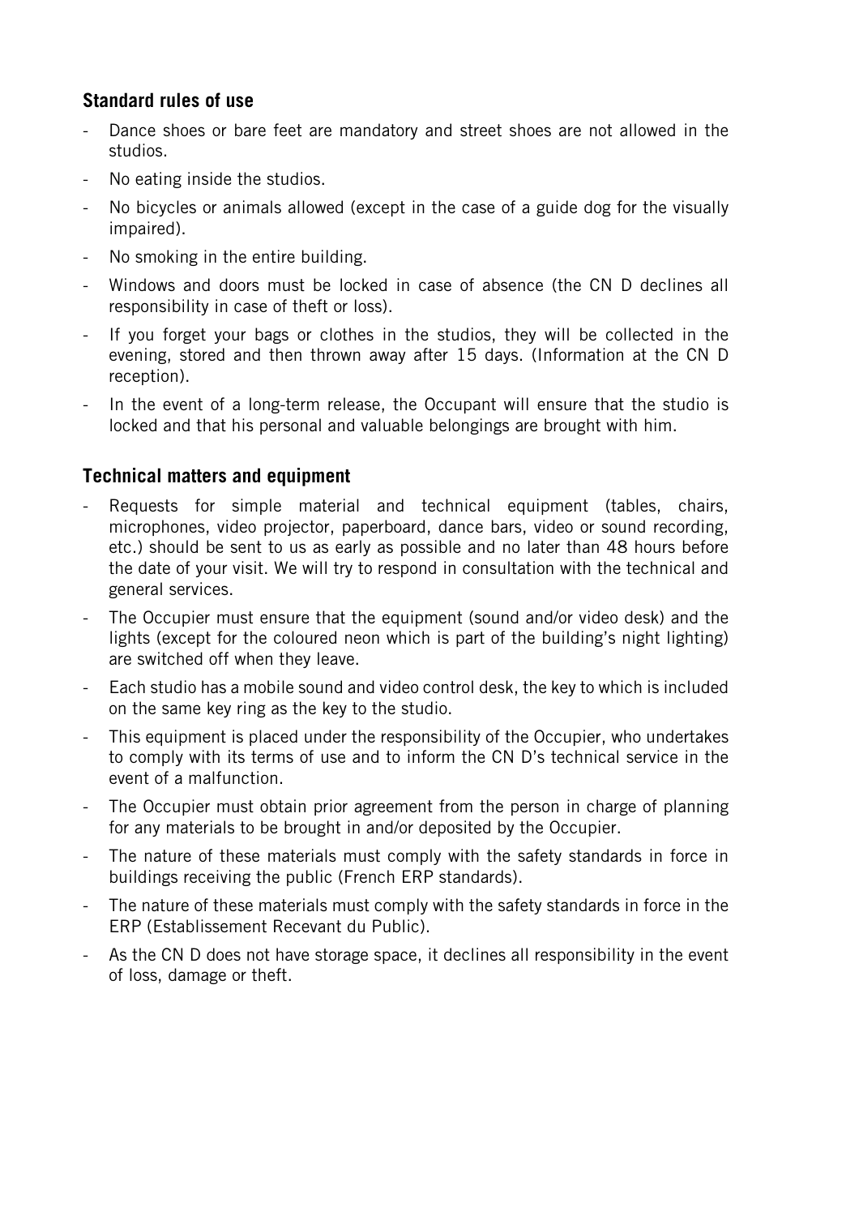## Standard rules of use

- Dance shoes or bare feet are mandatory and street shoes are not allowed in the studios.
- No eating inside the studios.
- No bicycles or animals allowed (except in the case of a guide dog for the visually impaired).
- No smoking in the entire building.
- Windows and doors must be locked in case of absence (the CN D declines all responsibility in case of theft or loss).
- If you forget your bags or clothes in the studios, they will be collected in the evening, stored and then thrown away after 15 days. (Information at the CN D reception).
- In the event of a long-term release, the Occupant will ensure that the studio is locked and that his personal and valuable belongings are brought with him.

## Technical matters and equipment

- Requests for simple material and technical equipment (tables, chairs, microphones, video projector, paperboard, dance bars, video or sound recording, etc.) should be sent to us as early as possible and no later than 48 hours before the date of your visit. We will try to respond in consultation with the technical and general services.
- The Occupier must ensure that the equipment (sound and/or video desk) and the lights (except for the coloured neon which is part of the building's night lighting) are switched off when they leave.
- Each studio has a mobile sound and video control desk, the key to which is included on the same key ring as the key to the studio.
- This equipment is placed under the responsibility of the Occupier, who undertakes to comply with its terms of use and to inform the CN D's technical service in the event of a malfunction.
- The Occupier must obtain prior agreement from the person in charge of planning for any materials to be brought in and/or deposited by the Occupier.
- The nature of these materials must comply with the safety standards in force in buildings receiving the public (French ERP standards).
- The nature of these materials must comply with the safety standards in force in the ERP (Establissement Recevant du Public).
- As the CN D does not have storage space, it declines all responsibility in the event of loss, damage or theft.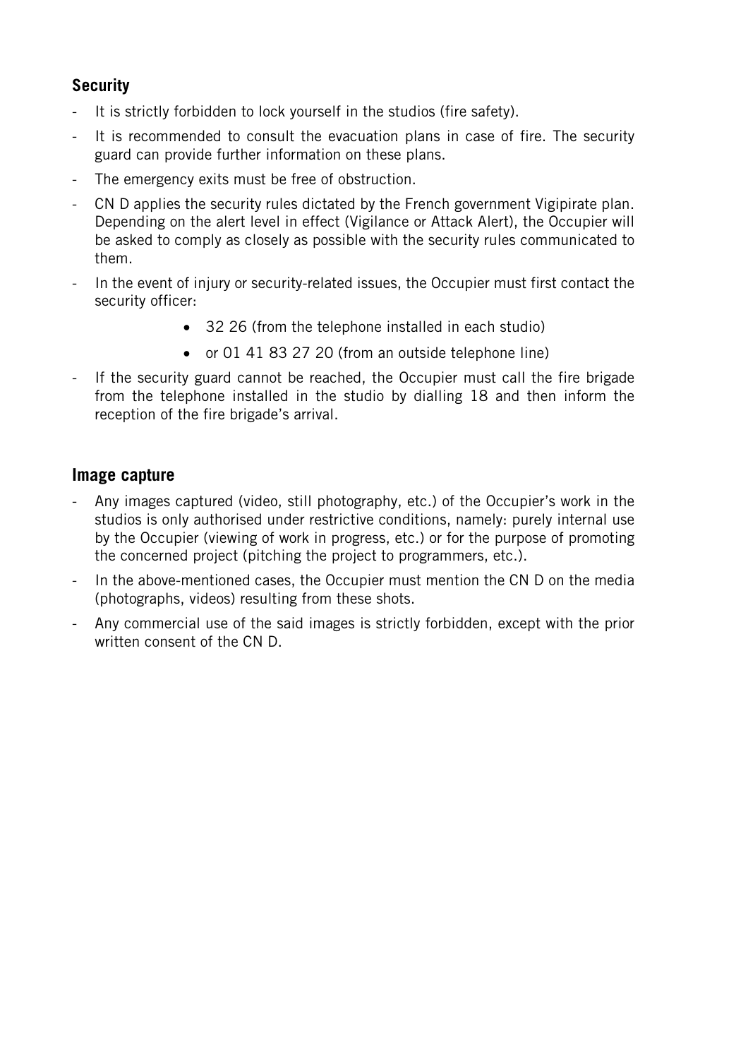## Security

- It is strictly forbidden to lock yourself in the studios (fire safety).
- It is recommended to consult the evacuation plans in case of fire. The security guard can provide further information on these plans.
- The emergency exits must be free of obstruction.
- CN D applies the security rules dictated by the French government Vigipirate plan. Depending on the alert level in effect (Vigilance or Attack Alert), the Occupier will be asked to comply as closely as possible with the security rules communicated to them.
- In the event of injury or security-related issues, the Occupier must first contact the security officer:
    - 32 26 (from the telephone installed in each studio)
    - or 01 41 83 27 20 (from an outside telephone line)
- If the security guard cannot be reached, the Occupier must call the fire brigade from the telephone installed in the studio by dialling 18 and then inform the reception of the fire brigade's arrival.

## Image capture

- Any images captured (video, still photography, etc.) of the Occupier's work in the studios is only authorised under restrictive conditions, namely: purely internal use by the Occupier (viewing of work in progress, etc.) or for the purpose of promoting the concerned project (pitching the project to programmers, etc.).
- In the above-mentioned cases, the Occupier must mention the CN D on the media (photographs, videos) resulting from these shots.
- Any commercial use of the said images is strictly forbidden, except with the prior written consent of the CN D.